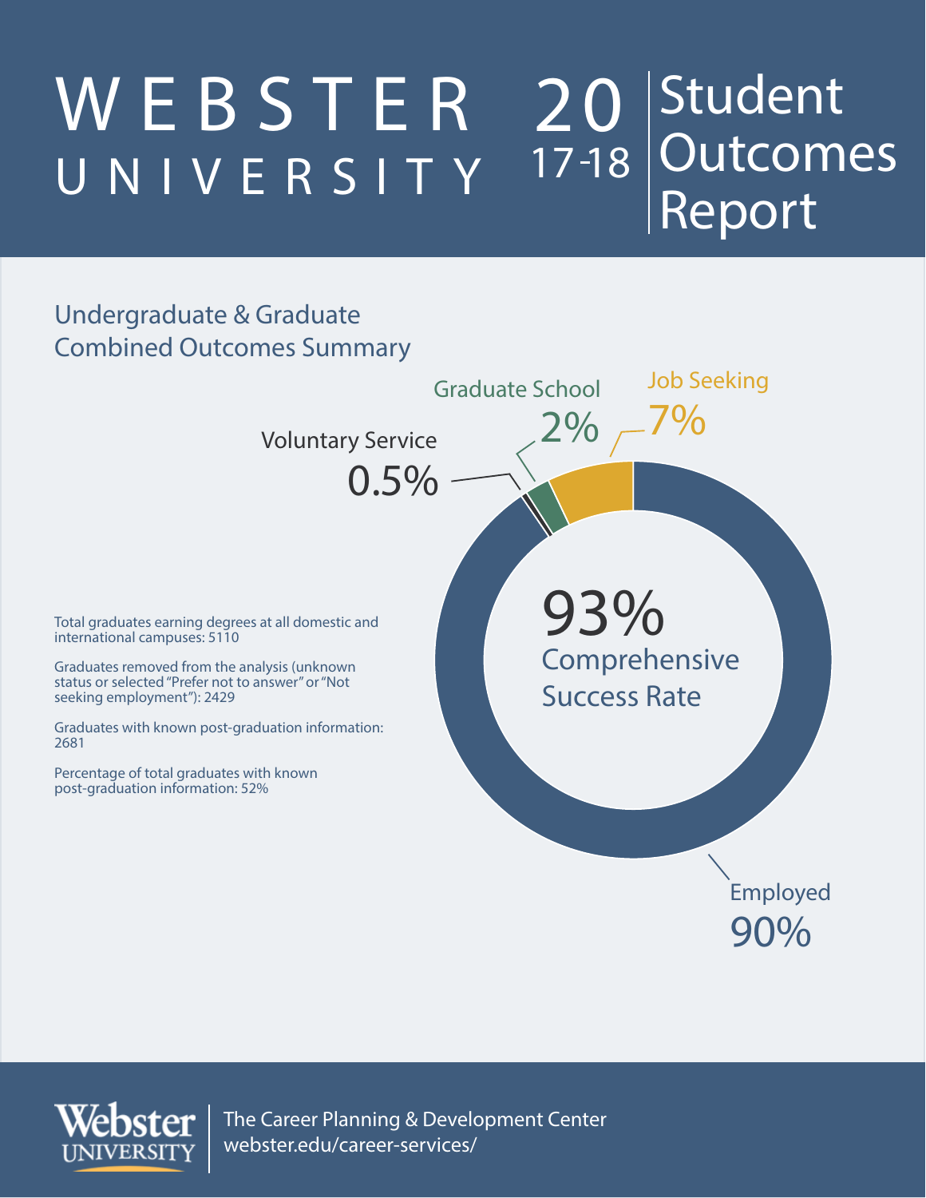# WEBSTER UNIVERSITY 2017-18 Student Outcomes Report

## Undergraduate & Graduate Combined Outcomes Summary

Graduate School 2%

Job Seeking 7%

Voluntary Service 0.5%

93% Comprehensive Success Rate

Employed 90%

Total graduates earning degrees at all domestic and international campuses: 5110

Graduates removed from the analysis (unknown status or selected "Prefer not to answer" or "Not seeking employment"): 2429

Graduates with known post-graduation information: 2681

Percentage of total graduates with known post-graduation information: 52%

Webster University | The Career Planning & Development Center
webster.edu/career-services/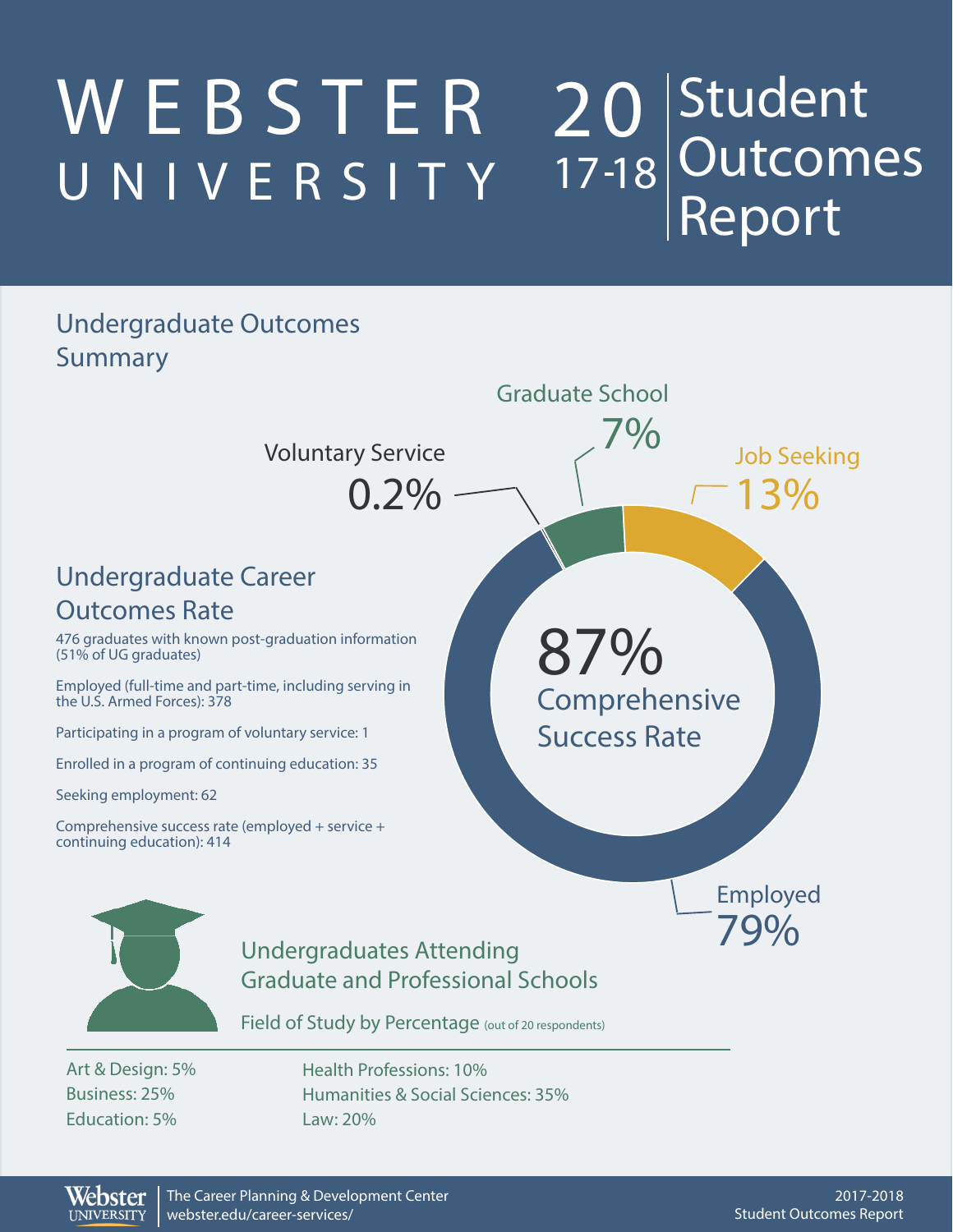# WEBSTER UNIVERSITY 2017-18 Student Outcomes Report

## Undergraduate Outcomes Summary

Voluntary Service 0.2%

Graduate School 7%

Job Seeking 13%

Employed 79%

87% Comprehensive Success Rate

## Undergraduate Career Outcomes Rate

476 graduates with known post-graduation information (51% of UG graduates)

Employed (full-time and part-time, including serving in the U.S. Armed Forces): 378

Participating in a program of voluntary service: 1

Enrolled in a program of continuing education: 35

Seeking employment: 62

Comprehensive success rate (employed + service + continuing education): 414

## Undergraduates Attending Graduate and Professional Schools

Field of Study by Percentage (out of 20 respondents)

Art & Design: 5%
Business: 25%
Education: 5%
Health Professions: 10%
Humanities & Social Sciences: 35%
Law: 20%

The Career Planning & Development Center
webster.edu/career-services/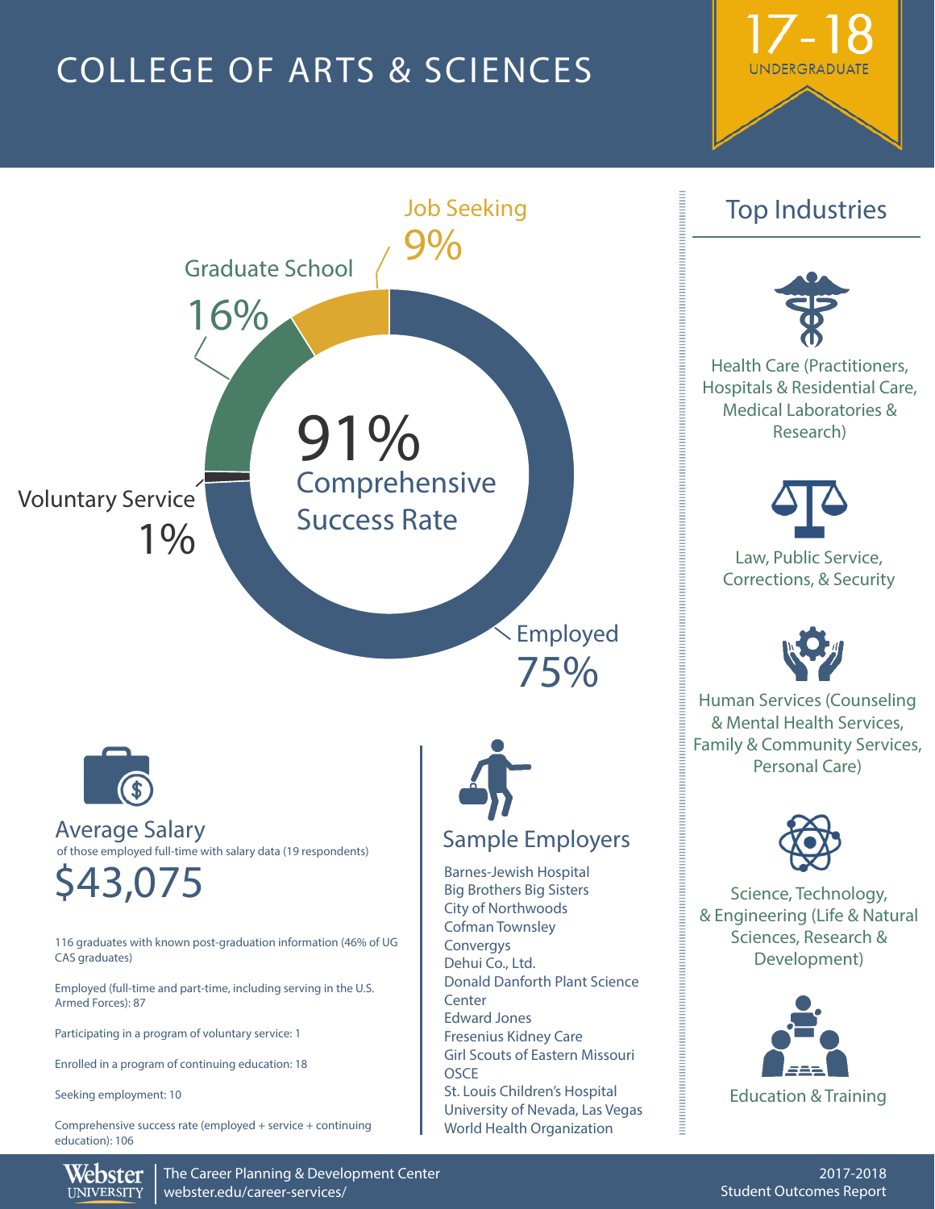# COLLEGE OF ARTS & SCIENCES

**17-18**
UNDERGRADUATE

Job Seeking
9%

Graduate School
16%

Voluntary Service
1%

Employed
75%

91%
Comprehensive Success Rate

## Average Salary

of those employed full-time with salary data (19 respondents)

**$43,075**

116 graduates with known post-graduation information (46% of UG CAS graduates)

Employed (full-time and part-time, including serving in the U.S. Armed Forces): 87

Participating in a program of voluntary service: 1

Enrolled in a program of continuing education: 18

Seeking employment: 10

Comprehensive success rate (employed + service + continuing education): 106

## Sample Employers

- Barnes-Jewish Hospital
- Big Brothers Big Sisters
- City of Northwoods
- Cofman Townsley
- Convergys
- Dehui Co., Ltd.
- Donald Danforth Plant Science Center
- Edward Jones
- Fresenius Kidney Care
- Girl Scouts of Eastern Missouri
- OSCE
- St. Louis Children's Hospital
- University of Nevada, Las Vegas
- World Health Organization

## Top Industries

- Health Care (Practitioners, Hospitals & Residential Care, Medical Laboratories & Research)
- Law, Public Service, Corrections, & Security
- Human Services (Counseling & Mental Health Services, Family & Community Services, Personal Care)
- Science, Technology, & Engineering (Life & Natural Sciences, Research & Development)
- Education & Training

Webster University
The Career Planning & Development Center
webster.edu/career-services/

2017-2018
Student Outcomes Report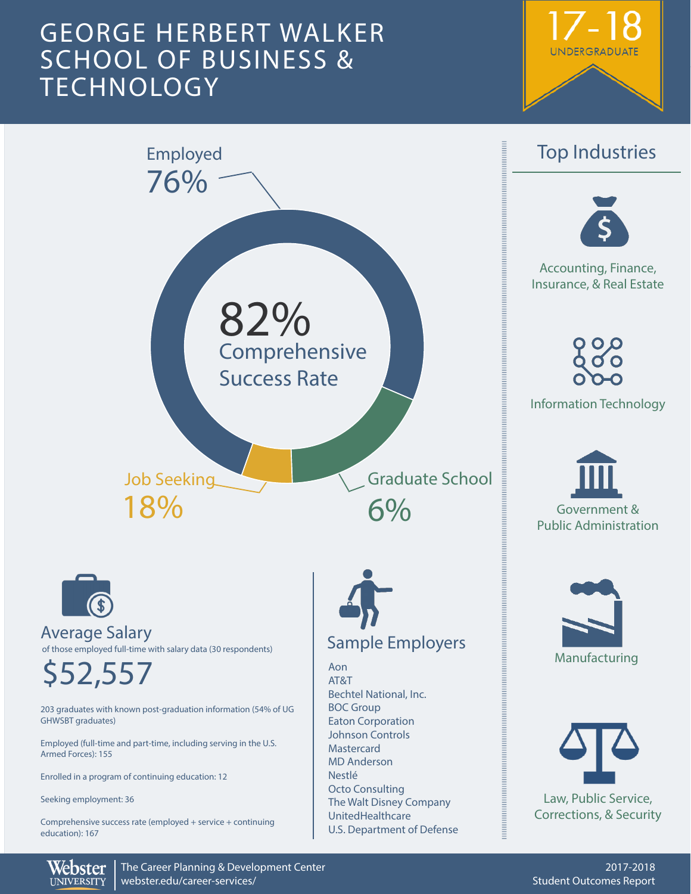# GEORGE HERBERT WALKER SCHOOL OF BUSINESS & TECHNOLOGY

17-18 UNDERGRADUATE

Employed
76%

82%
Comprehensive Success Rate

Job Seeking
18%

Graduate School
6%

## Top Industries

- Accounting, Finance, Insurance, & Real Estate
- Information Technology
- Government & Public Administration
- Manufacturing
- Law, Public Service, Corrections, & Security

## Average Salary

of those employed full-time with salary data (30 respondents)

$52,557

203 graduates with known post-graduation information (54% of UG GHWSBT graduates)

Employed (full-time and part-time, including serving in the U.S. Armed Forces): 155

Enrolled in a program of continuing education: 12

Seeking employment: 36

Comprehensive success rate (employed + service + continuing education): 167

## Sample Employers

- Aon
- AT&T
- Bechtel National, Inc.
- BOC Group
- Eaton Corporation
- Johnson Controls
- Mastercard
- MD Anderson
- Nestlé
- Octo Consulting
- The Walt Disney Company
- UnitedHealthcare
- U.S. Department of Defense

Webster UNIVERSITY
The Career Planning & Development Center
webster.edu/career-services/

2017-2018
Student Outcomes Report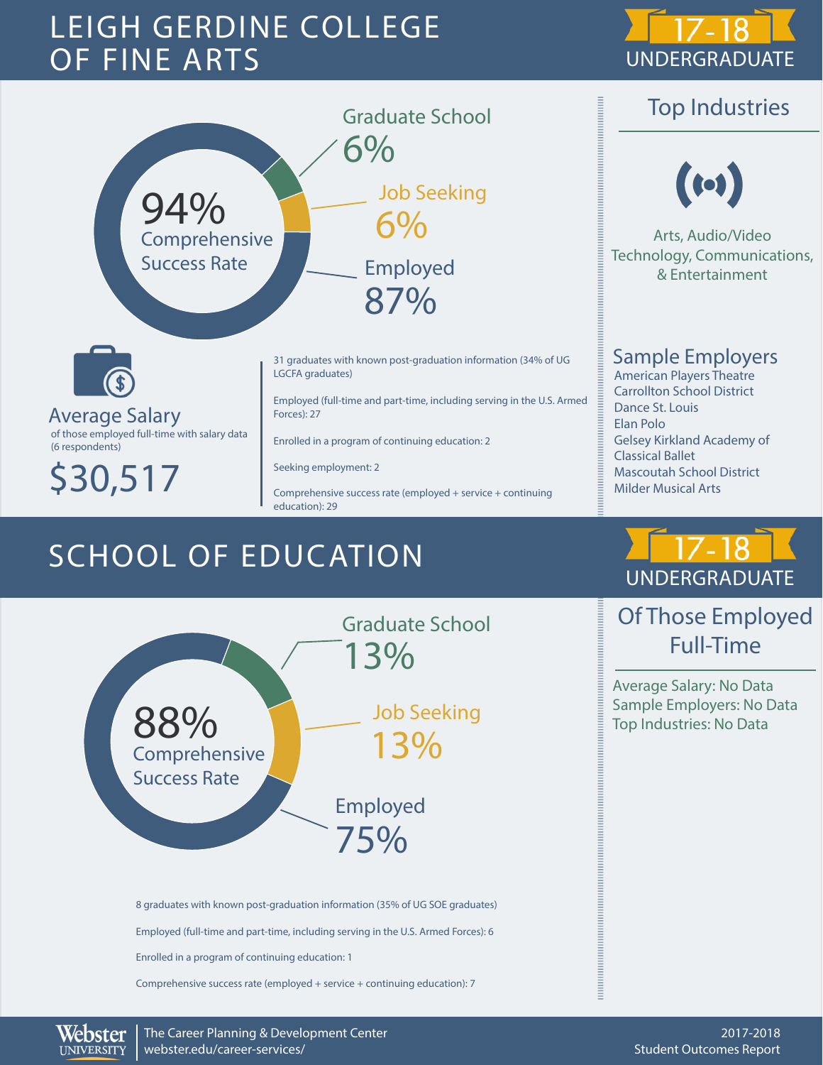# LEIGH GERDINE COLLEGE OF FINE ARTS

17-18 UNDERGRADUATE

94% Comprehensive Success Rate

Graduate School 6%

Job Seeking 6%

Employed 87%

## Average Salary

of those employed full-time with salary data (6 respondents)

$30,517

31 graduates with known post-graduation information (34% of UG LGCFA graduates)

Employed (full-time and part-time, including serving in the U.S. Armed Forces): 27

Enrolled in a program of continuing education: 2

Seeking employment: 2

Comprehensive success rate (employed + service + continuing education): 29

## Top Industries

Arts, Audio/Video Technology, Communications, & Entertainment

## Sample Employers

- American Players Theatre
- Carrollton School District
- Dance St. Louis
- Elan Polo
- Gelsey Kirkland Academy of Classical Ballet
- Mascoutah School District
- Milder Musical Arts

# SCHOOL OF EDUCATION

17-18 UNDERGRADUATE

88% Comprehensive Success Rate

Graduate School 13%

Job Seeking 13%

Employed 75%

8 graduates with known post-graduation information (35% of UG SOE graduates)

Employed (full-time and part-time, including serving in the U.S. Armed Forces): 6

Enrolled in a program of continuing education: 1

Comprehensive success rate (employed + service + continuing education): 7

## Of Those Employed Full-Time

Average Salary: No Data

Sample Employers: No Data

Top Industries: No Data

Webster University | The Career Planning & Development Center webster.edu/career-services/

2017-2018 Student Outcomes Report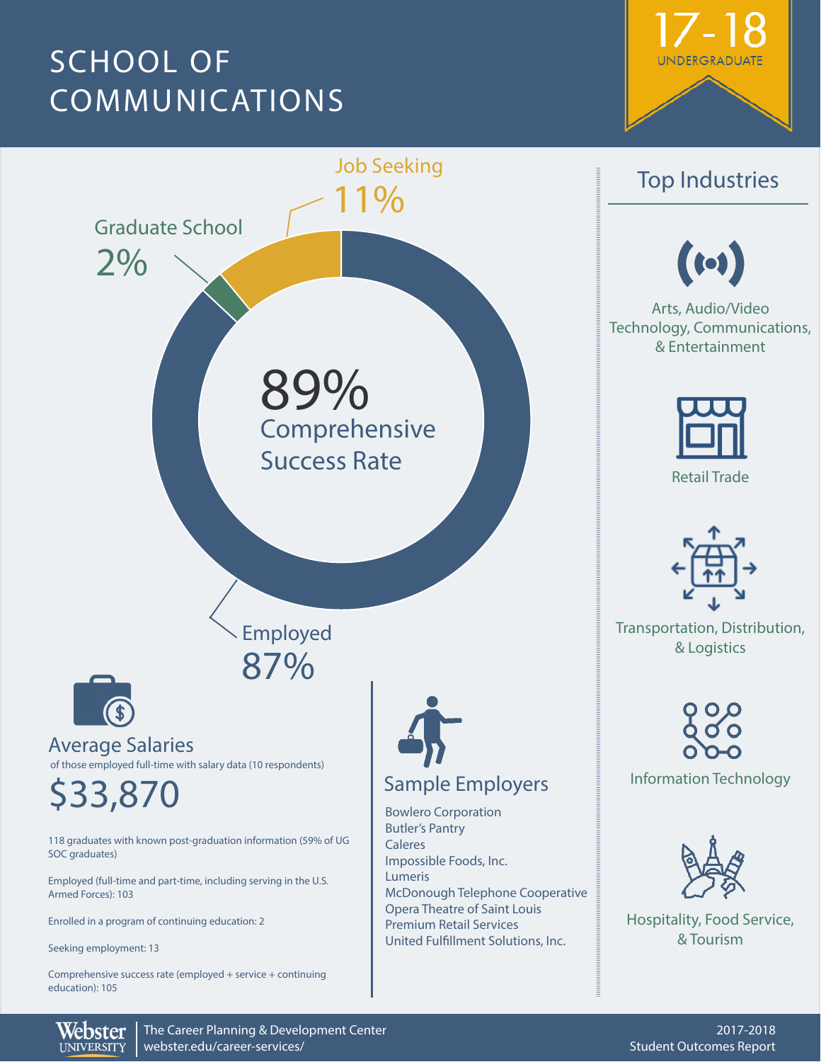# SCHOOL OF COMMUNICATIONS

**17-18** UNDERGRADUATE

Job Seeking 11%

Graduate School 2%

**89%** Comprehensive Success Rate

Employed 87%

## Top Industries

- Arts, Audio/Video Technology, Communications, & Entertainment
- Retail Trade
- Transportation, Distribution, & Logistics
- Information Technology
- Hospitality, Food Service, & Tourism

## Average Salaries

of those employed full-time with salary data (10 respondents)

**$33,870**

118 graduates with known post-graduation information (59% of UG SOC graduates)

Employed (full-time and part-time, including serving in the U.S. Armed Forces): 103

Enrolled in a program of continuing education: 2

Seeking employment: 13

Comprehensive success rate (employed + service + continuing education): 105

## Sample Employers

- Bowlero Corporation
- Butler's Pantry
- Caleres
- Impossible Foods, Inc.
- Lumeris
- McDonough Telephone Cooperative
- Opera Theatre of Saint Louis
- Premium Retail Services
- United Fulfillment Solutions, Inc.

Webster University | The Career Planning & Development Center | webster.edu/career-services/

2017-2018 Student Outcomes Report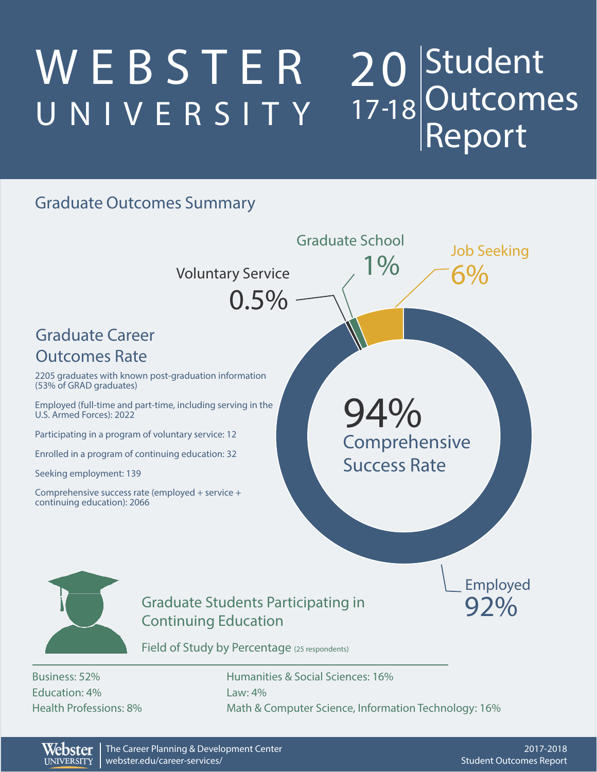# WEBSTER UNIVERSITY 2017-18 Student Outcomes Report

## Graduate Outcomes Summary

Voluntary Service 0.5%

Graduate School 1%

Job Seeking 6%

Employed 92%

94% Comprehensive Success Rate

### Graduate Career Outcomes Rate

2205 graduates with known post-graduation information (53% of GRAD graduates)

Employed (full-time and part-time, including serving in the U.S. Armed Forces): 2022

Participating in a program of voluntary service: 12

Enrolled in a program of continuing education: 32

Seeking employment: 139

Comprehensive success rate (employed + service + continuing education): 2066

### Graduate Students Participating in Continuing Education

Field of Study by Percentage (25 respondents)

Business: 52%
Education: 4%
Health Professions: 8%
Humanities & Social Sciences: 16%
Law: 4%
Math & Computer Science, Information Technology: 16%

The Career Planning & Development Center
webster.edu/career-services/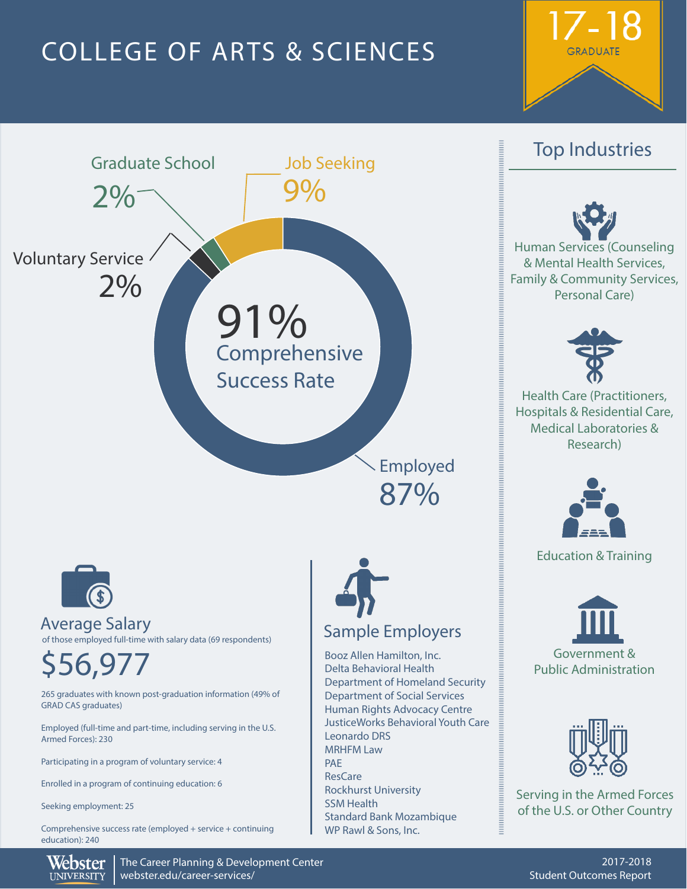# COLLEGE OF ARTS & SCIENCES

**17-18** GRADUATE

## 91% Comprehensive Success Rate

- Employed: 87%
- Job Seeking: 9%
- Graduate School: 2%
- Voluntary Service: 2%

## Average Salary

of those employed full-time with salary data (69 respondents)

**$56,977**

265 graduates with known post-graduation information (49% of GRAD CAS graduates)

Employed (full-time and part-time, including serving in the U.S. Armed Forces): 230

Participating in a program of voluntary service: 4

Enrolled in a program of continuing education: 6

Seeking employment: 25

Comprehensive success rate (employed + service + continuing education): 240

## Sample Employers

- Booz Allen Hamilton, Inc.
- Delta Behavioral Health
- Department of Homeland Security
- Department of Social Services
- Human Rights Advocacy Centre
- JusticeWorks Behavioral Youth Care
- Leonardo DRS
- MRHFM Law
- PAE
- ResCare
- Rockhurst University
- SSM Health
- Standard Bank Mozambique
- WP Rawl & Sons, Inc.

## Top Industries

- Human Services (Counseling & Mental Health Services, Family & Community Services, Personal Care)
- Health Care (Practitioners, Hospitals & Residential Care, Medical Laboratories & Research)
- Education & Training
- Government & Public Administration
- Serving in the Armed Forces of the U.S. or Other Country

Webster University | The Career Planning & Development Center | webster.edu/career-services/

2017-2018 Student Outcomes Report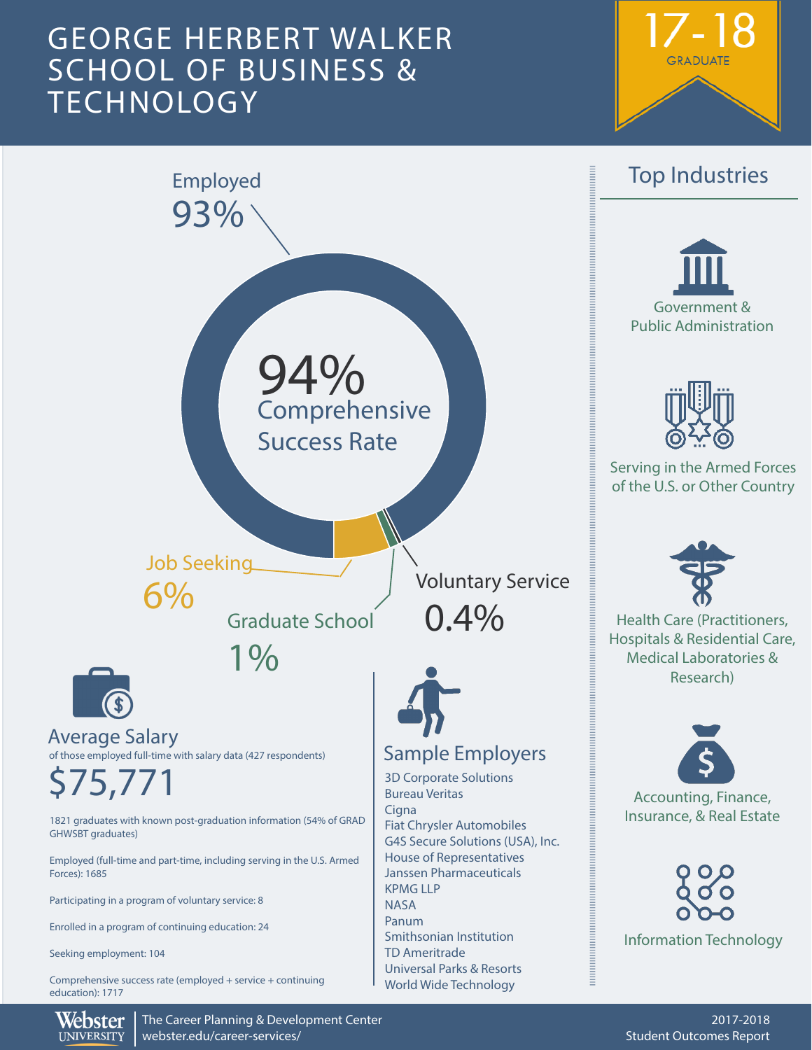# GEORGE HERBERT WALKER SCHOOL OF BUSINESS & TECHNOLOGY

**17-18**
GRADUATE

Employed
93%

**94%**
Comprehensive Success Rate

Job Seeking
6%

Graduate School
1%

Voluntary Service
0.4%

## Average Salary

of those employed full-time with salary data (427 respondents)

**$75,771**

1821 graduates with known post-graduation information (54% of GRAD GHWSBT graduates)

Employed (full-time and part-time, including serving in the U.S. Armed Forces): 1685

Participating in a program of voluntary service: 8

Enrolled in a program of continuing education: 24

Seeking employment: 104

Comprehensive success rate (employed + service + continuing education): 1717

## Sample Employers

- 3D Corporate Solutions
- Bureau Veritas
- Cigna
- Fiat Chrysler Automobiles
- G4S Secure Solutions (USA), Inc.
- House of Representatives
- Janssen Pharmaceuticals
- KPMG LLP
- NASA
- Panum
- Smithsonian Institution
- TD Ameritrade
- Universal Parks & Resorts
- World Wide Technology

## Top Industries

- Government & Public Administration
- Serving in the Armed Forces of the U.S. or Other Country
- Health Care (Practitioners, Hospitals & Residential Care, Medical Laboratories & Research)
- Accounting, Finance, Insurance, & Real Estate
- Information Technology

Webster University | The Career Planning & Development Center
webster.edu/career-services/

2017-2018 Student Outcomes Report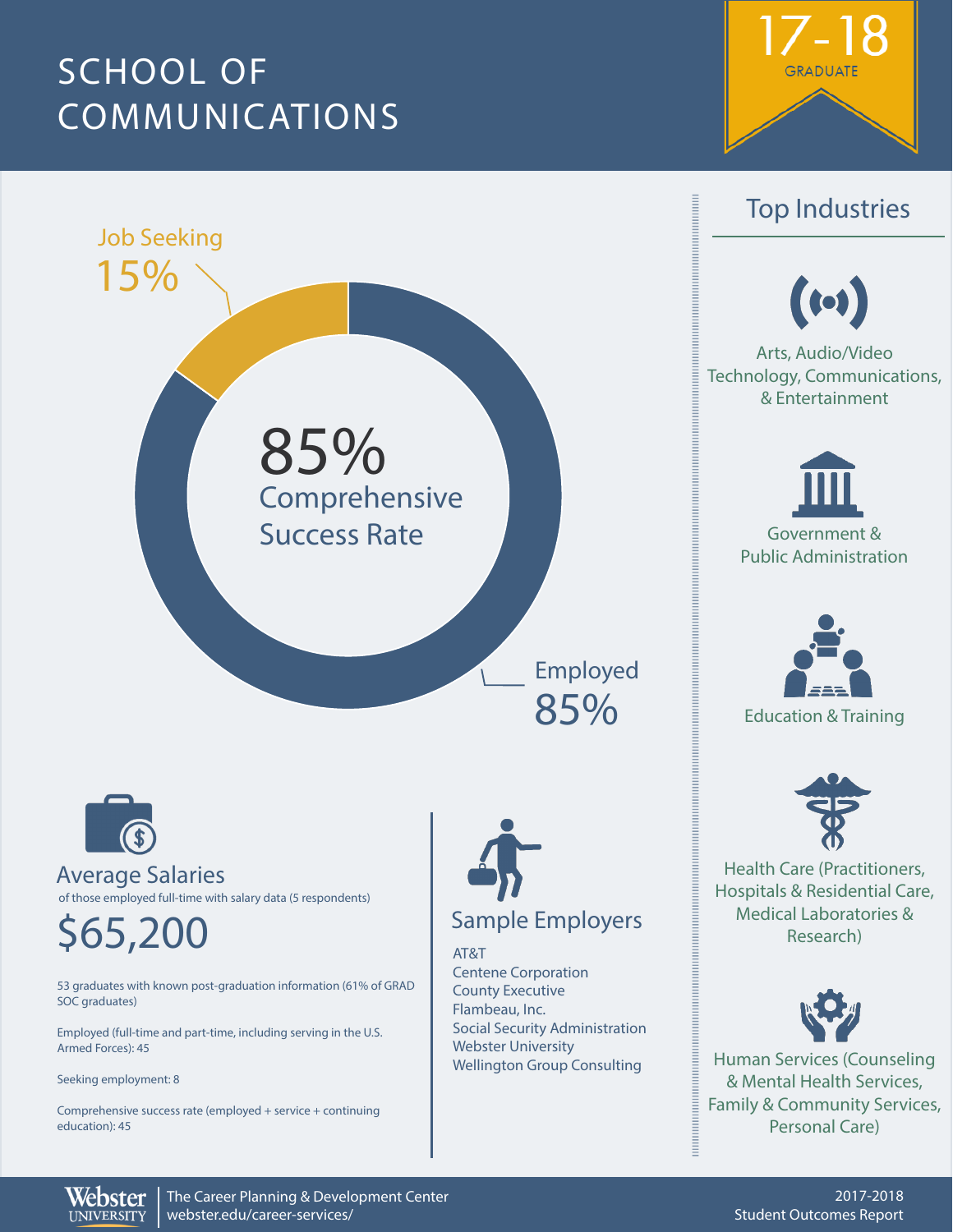# SCHOOL OF COMMUNICATIONS

**17-18**
GRADUATE

Job Seeking 15%

**85%** Comprehensive Success Rate

Employed 85%

## Average Salaries

of those employed full-time with salary data (5 respondents)

**$65,200**

53 graduates with known post-graduation information (61% of GRAD SOC graduates)

Employed (full-time and part-time, including serving in the U.S. Armed Forces): 45

Seeking employment: 8

Comprehensive success rate (employed + service + continuing education): 45

## Sample Employers

- AT&T
- Centene Corporation
- County Executive
- Flambeau, Inc.
- Social Security Administration
- Webster University
- Wellington Group Consulting

## Top Industries

- Arts, Audio/Video Technology, Communications, & Entertainment
- Government & Public Administration
- Education & Training
- Health Care (Practitioners, Hospitals & Residential Care, Medical Laboratories & Research)
- Human Services (Counseling & Mental Health Services, Family & Community Services, Personal Care)

Webster University | The Career Planning & Development Center
webster.edu/career-services/

2017-2018 Student Outcomes Report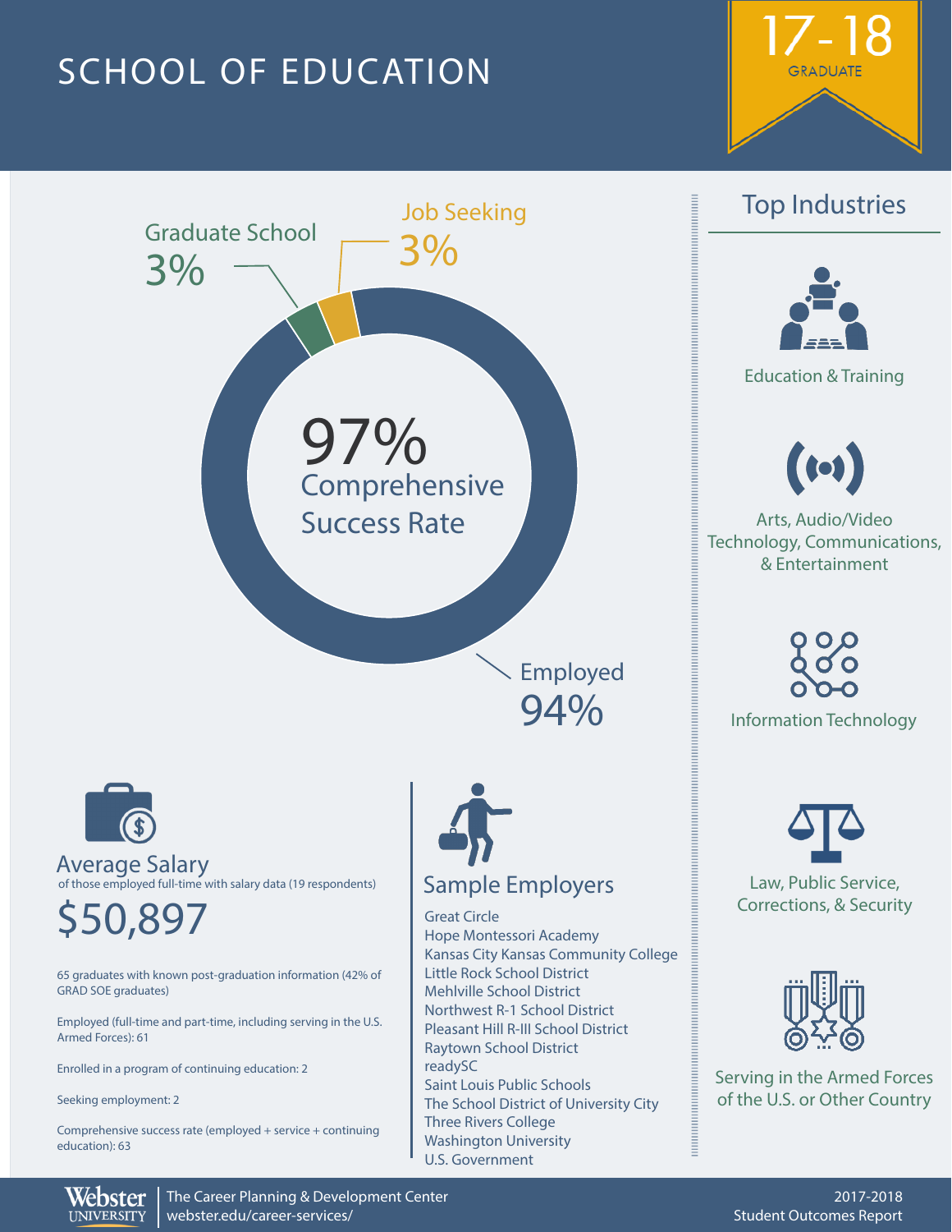# SCHOOL OF EDUCATION

**17-18 GRADUATE**

Graduate School 3%

Job Seeking 3%

**97% Comprehensive Success Rate**

Employed 94%

## Top Industries

- Education & Training
- Arts, Audio/Video Technology, Communications, & Entertainment
- Information Technology
- Law, Public Service, Corrections, & Security
- Serving in the Armed Forces of the U.S. or Other Country

## Average Salary

of those employed full-time with salary data (19 respondents)

**$50,897**

65 graduates with known post-graduation information (42% of GRAD SOE graduates)

Employed (full-time and part-time, including serving in the U.S. Armed Forces): 61

Enrolled in a program of continuing education: 2

Seeking employment: 2

Comprehensive success rate (employed + service + continuing education): 63

## Sample Employers

- Great Circle
- Hope Montessori Academy
- Kansas City Kansas Community College
- Little Rock School District
- Mehlville School District
- Northwest R-1 School District
- Pleasant Hill R-III School District
- Raytown School District
- readySC
- Saint Louis Public Schools
- The School District of University City
- Three Rivers College
- Washington University
- U.S. Government

Webster University | The Career Planning & Development Center | webster.edu/career-services/

2017-2018 Student Outcomes Report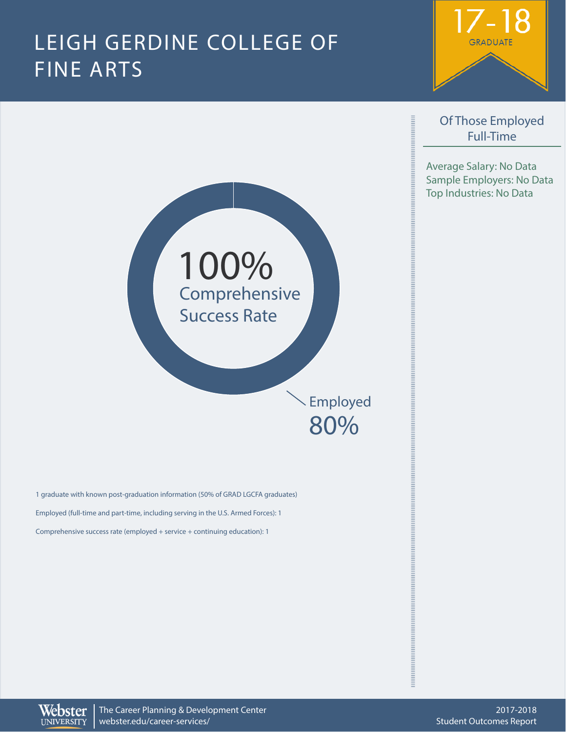# LEIGH GERDINE COLLEGE OF FINE ARTS

17-18
GRADUATE

100%
Comprehensive Success Rate

Employed
80%

1 graduate with known post-graduation information (50% of GRAD LGCFA graduates)

Employed (full-time and part-time, including serving in the U.S. Armed Forces): 1

Comprehensive success rate (employed + service + continuing education): 1

## Of Those Employed Full-Time

Average Salary: No Data
Sample Employers: No Data
Top Industries: No Data

The Career Planning & Development Center
webster.edu/career-services/

2017-2018
Student Outcomes Report